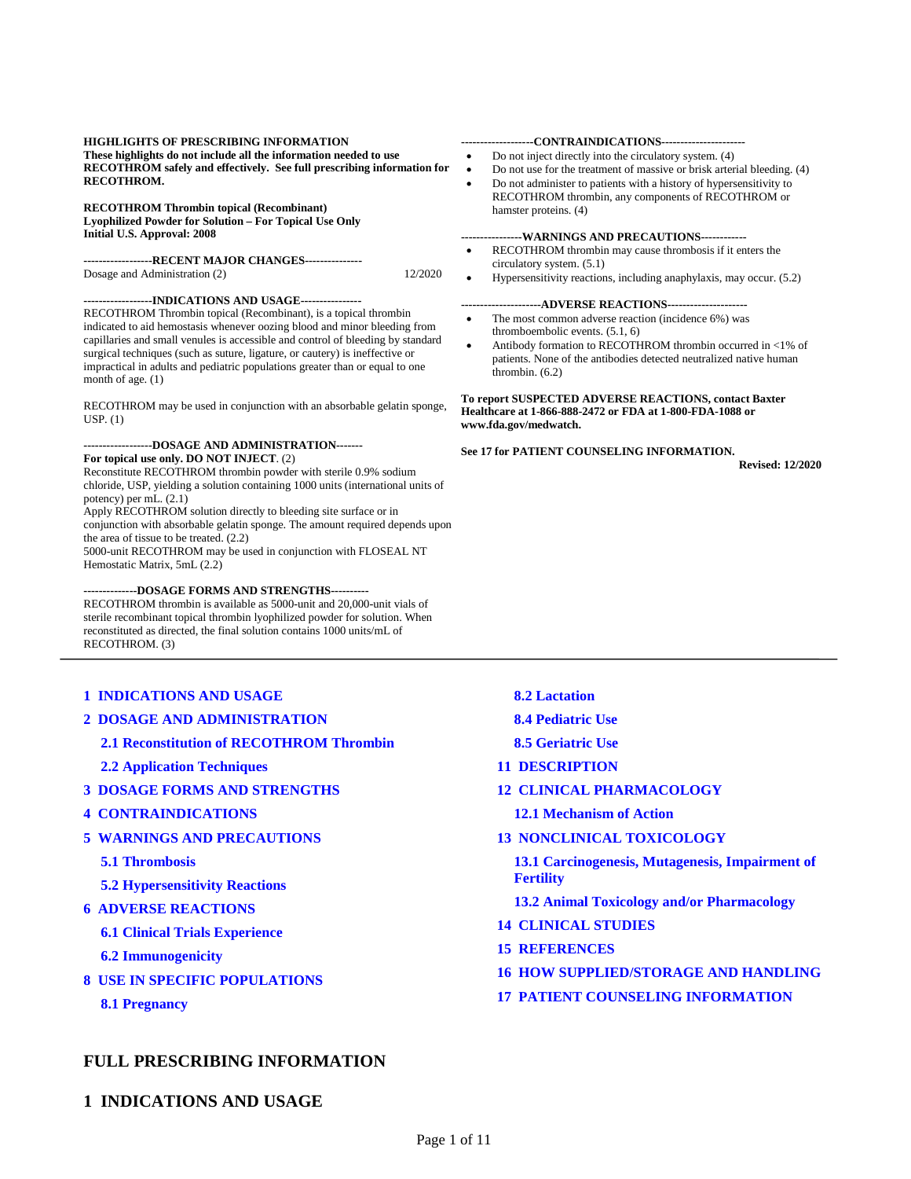**HIGHLIGHTS OF PRESCRIBING INFORMATION**
**These highlights do not include all the information needed to use RECOTHROM safely and effectively. See full prescribing information for RECOTHROM.**

**RECOTHROM Thrombin topical (Recombinant)**
**Lyophilized Powder for Solution – For Topical Use Only**
**Initial U.S. Approval: 2008**

------------------**RECENT MAJOR CHANGES**---------------

Dosage and Administration (2) 12/2020

------------------**INDICATIONS AND USAGE**----------------

RECOTHROM Thrombin topical (Recombinant), is a topical thrombin indicated to aid hemostasis whenever oozing blood and minor bleeding from capillaries and small venules is accessible and control of bleeding by standard surgical techniques (such as suture, ligature, or cautery) is ineffective or impractical in adults and pediatric populations greater than or equal to one month of age. (1)

RECOTHROM may be used in conjunction with an absorbable gelatin sponge, USP. (1)

------------------**DOSAGE AND ADMINISTRATION**-------

**For topical use only. DO NOT INJECT**. (2)

Reconstitute RECOTHROM thrombin powder with sterile 0.9% sodium chloride, USP, yielding a solution containing 1000 units (international units of potency) per mL. (2.1)

Apply RECOTHROM solution directly to bleeding site surface or in conjunction with absorbable gelatin sponge. The amount required depends upon the area of tissue to be treated. (2.2)

5000-unit RECOTHROM may be used in conjunction with FLOSEAL NT Hemostatic Matrix, 5mL (2.2)

--------------**DOSAGE FORMS AND STRENGTHS**----------

RECOTHROM thrombin is available as 5000-unit and 20,000-unit vials of sterile recombinant topical thrombin lyophilized powder for solution. When reconstituted as directed, the final solution contains 1000 units/mL of RECOTHROM. (3)

-------------------**CONTRAINDICATIONS**----------------------

- Do not inject directly into the circulatory system. (4)
- Do not use for the treatment of massive or brisk arterial bleeding. (4)
- Do not administer to patients with a history of hypersensitivity to RECOTHROM thrombin, any components of RECOTHROM or hamster proteins. (4)

----------------**WARNINGS AND PRECAUTIONS**------------

- RECOTHROM thrombin may cause thrombosis if it enters the circulatory system. (5.1)
- Hypersensitivity reactions, including anaphylaxis, may occur. (5.2)

---------------------**ADVERSE REACTIONS**---------------------

- The most common adverse reaction (incidence 6%) was thromboembolic events. (5.1, 6)
- Antibody formation to RECOTHROM thrombin occurred in <1% of patients. None of the antibodies detected neutralized native human thrombin. (6.2)

**To report SUSPECTED ADVERSE REACTIONS, contact Baxter Healthcare at 1-866-888-2472 or FDA at 1-800-FDA-1088 or www.fda.gov/medwatch.**

**See 17 for PATIENT COUNSELING INFORMATION.**

**Revised: 12/2020**

---

- 1 INDICATIONS AND USAGE
- 2 DOSAGE AND ADMINISTRATION
  - 2.1 Reconstitution of RECOTHROM Thrombin
  - 2.2 Application Techniques
- 3 DOSAGE FORMS AND STRENGTHS
- 4 CONTRAINDICATIONS
- 5 WARNINGS AND PRECAUTIONS
  - 5.1 Thrombosis
  - 5.2 Hypersensitivity Reactions
- 6 ADVERSE REACTIONS
  - 6.1 Clinical Trials Experience
  - 6.2 Immunogenicity
- 8 USE IN SPECIFIC POPULATIONS
  - 8.1 Pregnancy
  - 8.2 Lactation
  - 8.4 Pediatric Use
  - 8.5 Geriatric Use
- 11 DESCRIPTION
- 12 CLINICAL PHARMACOLOGY
  - 12.1 Mechanism of Action
- 13 NONCLINICAL TOXICOLOGY
  - 13.1 Carcinogenesis, Mutagenesis, Impairment of Fertility
  - 13.2 Animal Toxicology and/or Pharmacology
- 14 CLINICAL STUDIES
- 15 REFERENCES
- 16 HOW SUPPLIED/STORAGE AND HANDLING
- 17 PATIENT COUNSELING INFORMATION

# FULL PRESCRIBING INFORMATION

## 1 INDICATIONS AND USAGE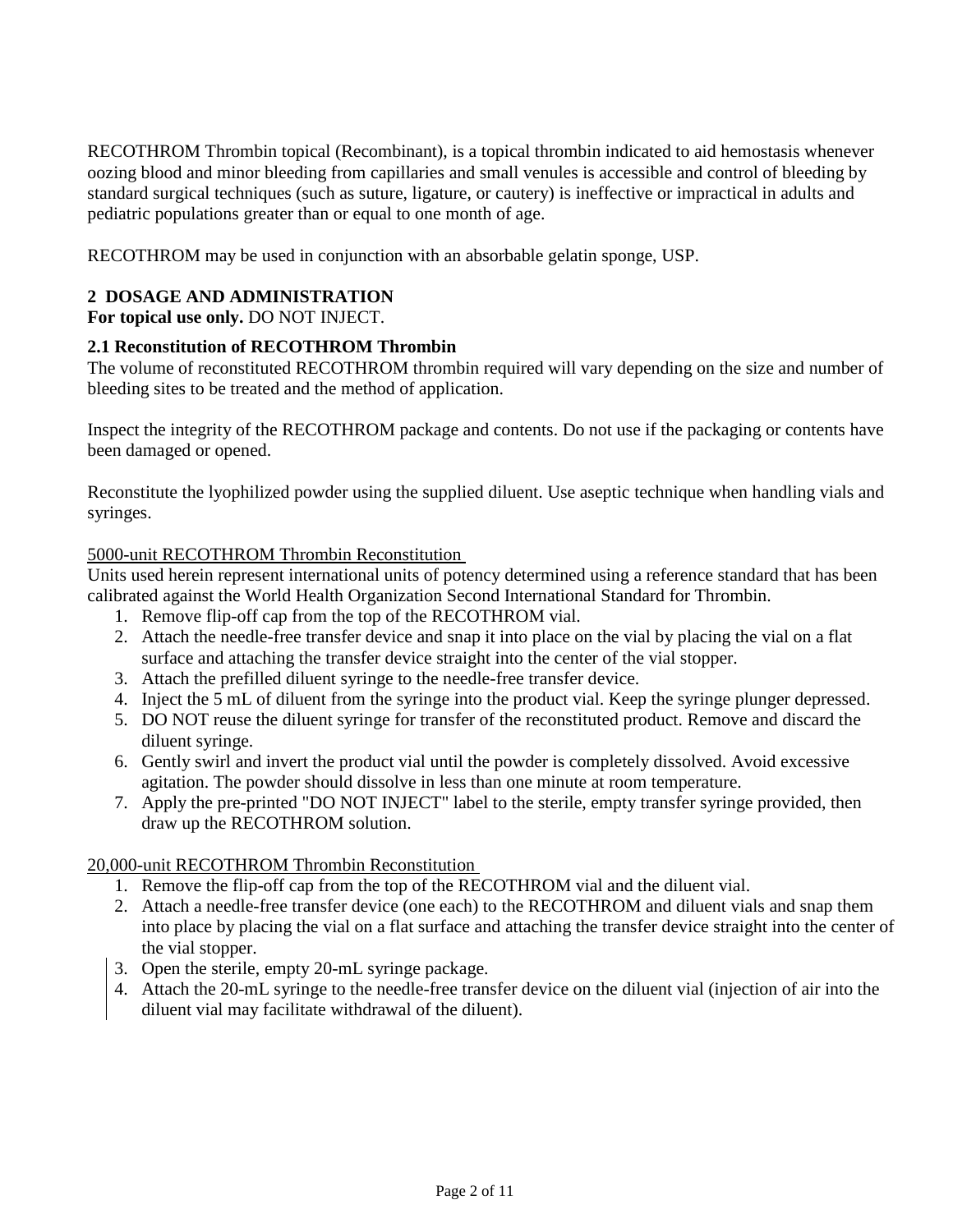RECOTHROM Thrombin topical (Recombinant), is a topical thrombin indicated to aid hemostasis whenever oozing blood and minor bleeding from capillaries and small venules is accessible and control of bleeding by standard surgical techniques (such as suture, ligature, or cautery) is ineffective or impractical in adults and pediatric populations greater than or equal to one month of age.

RECOTHROM may be used in conjunction with an absorbable gelatin sponge, USP.

## 2 DOSAGE AND ADMINISTRATION

**For topical use only.** DO NOT INJECT.

### 2.1 Reconstitution of RECOTHROM Thrombin

The volume of reconstituted RECOTHROM thrombin required will vary depending on the size and number of bleeding sites to be treated and the method of application.

Inspect the integrity of the RECOTHROM package and contents. Do not use if the packaging or contents have been damaged or opened.

Reconstitute the lyophilized powder using the supplied diluent. Use aseptic technique when handling vials and syringes.

5000-unit RECOTHROM Thrombin Reconstitution

Units used herein represent international units of potency determined using a reference standard that has been calibrated against the World Health Organization Second International Standard for Thrombin.

1. Remove flip-off cap from the top of the RECOTHROM vial.
2. Attach the needle-free transfer device and snap it into place on the vial by placing the vial on a flat surface and attaching the transfer device straight into the center of the vial stopper.
3. Attach the prefilled diluent syringe to the needle-free transfer device.
4. Inject the 5 mL of diluent from the syringe into the product vial. Keep the syringe plunger depressed.
5. DO NOT reuse the diluent syringe for transfer of the reconstituted product. Remove and discard the diluent syringe.
6. Gently swirl and invert the product vial until the powder is completely dissolved. Avoid excessive agitation. The powder should dissolve in less than one minute at room temperature.
7. Apply the pre-printed "DO NOT INJECT" label to the sterile, empty transfer syringe provided, then draw up the RECOTHROM solution.

20,000-unit RECOTHROM Thrombin Reconstitution

1. Remove the flip-off cap from the top of the RECOTHROM vial and the diluent vial.
2. Attach a needle-free transfer device (one each) to the RECOTHROM and diluent vials and snap them into place by placing the vial on a flat surface and attaching the transfer device straight into the center of the vial stopper.
3. Open the sterile, empty 20-mL syringe package.
4. Attach the 20-mL syringe to the needle-free transfer device on the diluent vial (injection of air into the diluent vial may facilitate withdrawal of the diluent).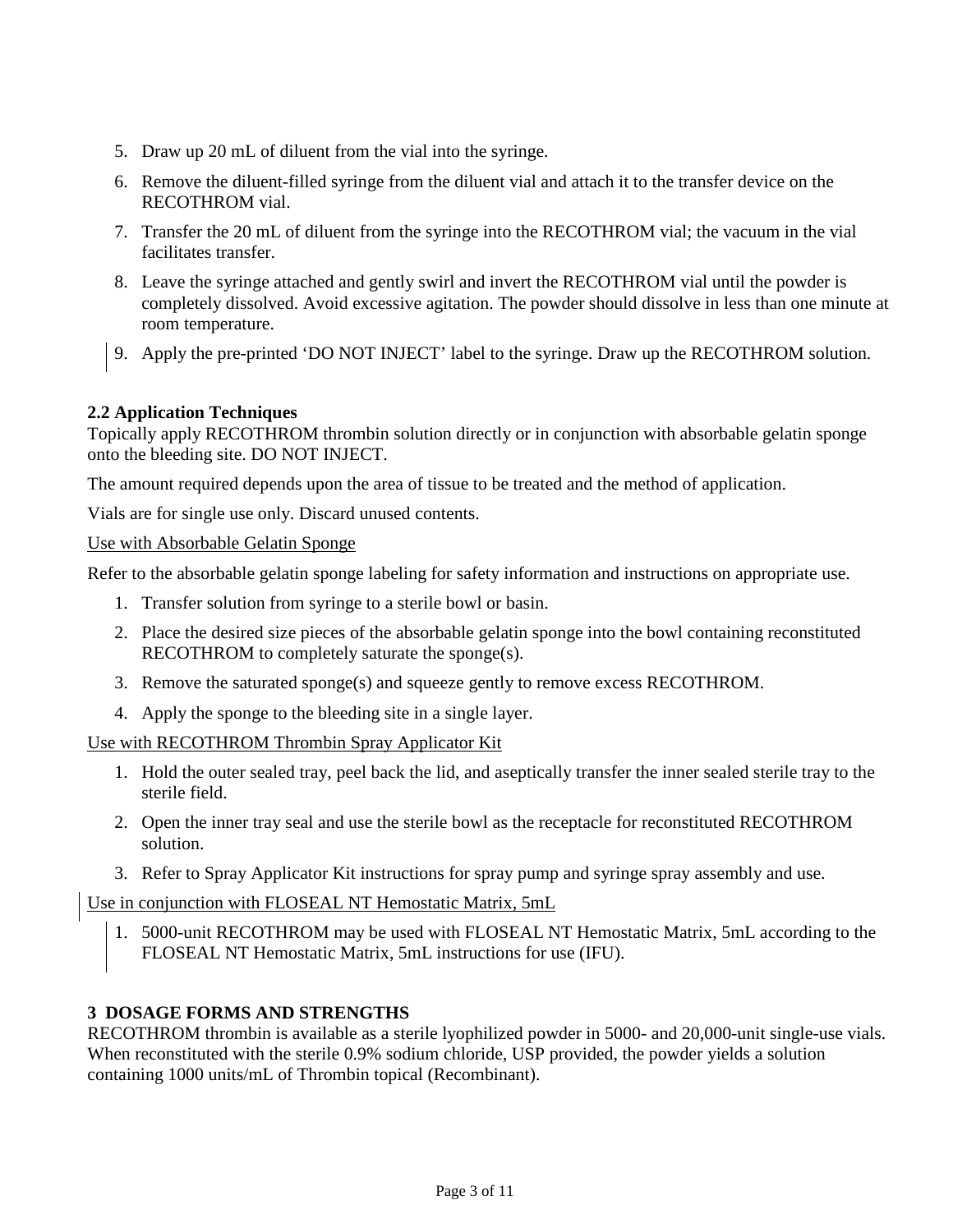5. Draw up 20 mL of diluent from the vial into the syringe.
6. Remove the diluent-filled syringe from the diluent vial and attach it to the transfer device on the RECOTHROM vial.
7. Transfer the 20 mL of diluent from the syringe into the RECOTHROM vial; the vacuum in the vial facilitates transfer.
8. Leave the syringe attached and gently swirl and invert the RECOTHROM vial until the powder is completely dissolved. Avoid excessive agitation. The powder should dissolve in less than one minute at room temperature.
9. Apply the pre-printed 'DO NOT INJECT' label to the syringe. Draw up the RECOTHROM solution.

**2.2 Application Techniques**

Topically apply RECOTHROM thrombin solution directly or in conjunction with absorbable gelatin sponge onto the bleeding site. DO NOT INJECT.

The amount required depends upon the area of tissue to be treated and the method of application.

Vials are for single use only. Discard unused contents.

<u>Use with Absorbable Gelatin Sponge</u>

Refer to the absorbable gelatin sponge labeling for safety information and instructions on appropriate use.

1. Transfer solution from syringe to a sterile bowl or basin.
2. Place the desired size pieces of the absorbable gelatin sponge into the bowl containing reconstituted RECOTHROM to completely saturate the sponge(s).
3. Remove the saturated sponge(s) and squeeze gently to remove excess RECOTHROM.
4. Apply the sponge to the bleeding site in a single layer.

<u>Use with RECOTHROM Thrombin Spray Applicator Kit</u>

1. Hold the outer sealed tray, peel back the lid, and aseptically transfer the inner sealed sterile tray to the sterile field.
2. Open the inner tray seal and use the sterile bowl as the receptacle for reconstituted RECOTHROM solution.
3. Refer to Spray Applicator Kit instructions for spray pump and syringe spray assembly and use.

<u>Use in conjunction with FLOSEAL NT Hemostatic Matrix, 5mL</u>

1. 5000-unit RECOTHROM may be used with FLOSEAL NT Hemostatic Matrix, 5mL according to the FLOSEAL NT Hemostatic Matrix, 5mL instructions for use (IFU).

**3 DOSAGE FORMS AND STRENGTHS**

RECOTHROM thrombin is available as a sterile lyophilized powder in 5000- and 20,000-unit single-use vials. When reconstituted with the sterile 0.9% sodium chloride, USP provided, the powder yields a solution containing 1000 units/mL of Thrombin topical (Recombinant).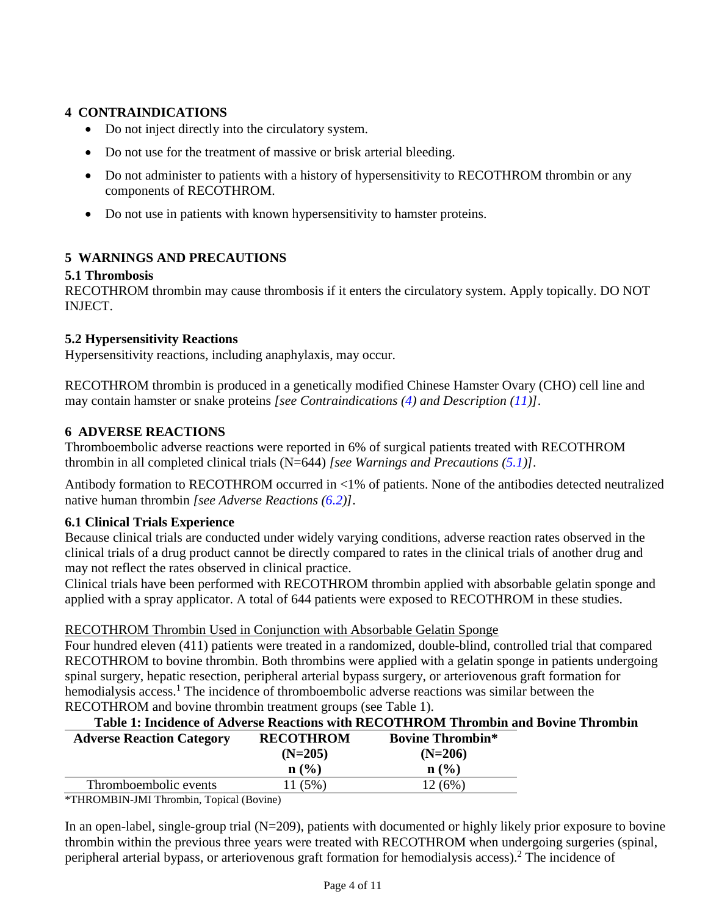## 4 CONTRAINDICATIONS

- Do not inject directly into the circulatory system.
- Do not use for the treatment of massive or brisk arterial bleeding.
- Do not administer to patients with a history of hypersensitivity to RECOTHROM thrombin or any components of RECOTHROM.
- Do not use in patients with known hypersensitivity to hamster proteins.

## 5 WARNINGS AND PRECAUTIONS

### 5.1 Thrombosis

RECOTHROM thrombin may cause thrombosis if it enters the circulatory system. Apply topically. DO NOT INJECT.

### 5.2 Hypersensitivity Reactions

Hypersensitivity reactions, including anaphylaxis, may occur.

RECOTHROM thrombin is produced in a genetically modified Chinese Hamster Ovary (CHO) cell line and may contain hamster or snake proteins *[see Contraindications (4) and Description (11)]*.

## 6 ADVERSE REACTIONS

Thromboembolic adverse reactions were reported in 6% of surgical patients treated with RECOTHROM thrombin in all completed clinical trials (N=644) *[see Warnings and Precautions (5.1)]*.

Antibody formation to RECOTHROM occurred in <1% of patients. None of the antibodies detected neutralized native human thrombin *[see Adverse Reactions (6.2)]*.

### 6.1 Clinical Trials Experience

Because clinical trials are conducted under widely varying conditions, adverse reaction rates observed in the clinical trials of a drug product cannot be directly compared to rates in the clinical trials of another drug and may not reflect the rates observed in clinical practice.

Clinical trials have been performed with RECOTHROM thrombin applied with absorbable gelatin sponge and applied with a spray applicator. A total of 644 patients were exposed to RECOTHROM in these studies.

<u>RECOTHROM Thrombin Used in Conjunction with Absorbable Gelatin Sponge</u>

Four hundred eleven (411) patients were treated in a randomized, double-blind, controlled trial that compared RECOTHROM to bovine thrombin. Both thrombins were applied with a gelatin sponge in patients undergoing spinal surgery, hepatic resection, peripheral arterial bypass surgery, or arteriovenous graft formation for hemodialysis access.[1] The incidence of thromboembolic adverse reactions was similar between the RECOTHROM and bovine thrombin treatment groups (see Table 1).

**Table 1: Incidence of Adverse Reactions with RECOTHROM Thrombin and Bovine Thrombin**

| Adverse Reaction Category | RECOTHROM (N=205) n (%) | Bovine Thrombin* (N=206) n (%) |
|---|---|---|
| Thromboembolic events | 11 (5%) | 12 (6%) |

*THROMBIN-JMI Thrombin, Topical (Bovine)

In an open-label, single-group trial (N=209), patients with documented or highly likely prior exposure to bovine thrombin within the previous three years were treated with RECOTHROM when undergoing surgeries (spinal, peripheral arterial bypass, or arteriovenous graft formation for hemodialysis access).[2] The incidence of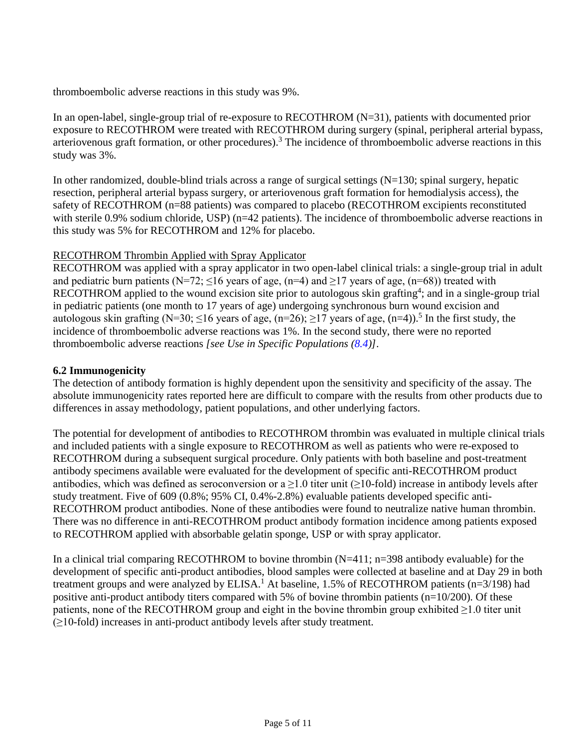thromboembolic adverse reactions in this study was 9%.

In an open-label, single-group trial of re-exposure to RECOTHROM (N=31), patients with documented prior exposure to RECOTHROM were treated with RECOTHROM during surgery (spinal, peripheral arterial bypass, arteriovenous graft formation, or other procedures).[3] The incidence of thromboembolic adverse reactions in this study was 3%.

In other randomized, double-blind trials across a range of surgical settings (N=130; spinal surgery, hepatic resection, peripheral arterial bypass surgery, or arteriovenous graft formation for hemodialysis access), the safety of RECOTHROM (n=88 patients) was compared to placebo (RECOTHROM excipients reconstituted with sterile 0.9% sodium chloride, USP) (n=42 patients). The incidence of thromboembolic adverse reactions in this study was 5% for RECOTHROM and 12% for placebo.

RECOTHROM Thrombin Applied with Spray Applicator

RECOTHROM was applied with a spray applicator in two open-label clinical trials: a single-group trial in adult and pediatric burn patients (N=72; ≤16 years of age, (n=4) and ≥17 years of age, (n=68)) treated with RECOTHROM applied to the wound excision site prior to autologous skin grafting[4]; and in a single-group trial in pediatric patients (one month to 17 years of age) undergoing synchronous burn wound excision and autologous skin grafting (N=30; ≤16 years of age, (n=26); ≥17 years of age, (n=4)).[5] In the first study, the incidence of thromboembolic adverse reactions was 1%. In the second study, there were no reported thromboembolic adverse reactions *[see Use in Specific Populations (8.4)]*.

### 6.2 Immunogenicity

The detection of antibody formation is highly dependent upon the sensitivity and specificity of the assay. The absolute immunogenicity rates reported here are difficult to compare with the results from other products due to differences in assay methodology, patient populations, and other underlying factors.

The potential for development of antibodies to RECOTHROM thrombin was evaluated in multiple clinical trials and included patients with a single exposure to RECOTHROM as well as patients who were re-exposed to RECOTHROM during a subsequent surgical procedure. Only patients with both baseline and post-treatment antibody specimens available were evaluated for the development of specific anti-RECOTHROM product antibodies, which was defined as seroconversion or a ≥1.0 titer unit (≥10-fold) increase in antibody levels after study treatment. Five of 609 (0.8%; 95% CI, 0.4%-2.8%) evaluable patients developed specific anti-RECOTHROM product antibodies. None of these antibodies were found to neutralize native human thrombin. There was no difference in anti-RECOTHROM product antibody formation incidence among patients exposed to RECOTHROM applied with absorbable gelatin sponge, USP or with spray applicator.

In a clinical trial comparing RECOTHROM to bovine thrombin (N=411; n=398 antibody evaluable) for the development of specific anti-product antibodies, blood samples were collected at baseline and at Day 29 in both treatment groups and were analyzed by ELISA.[1] At baseline, 1.5% of RECOTHROM patients (n=3/198) had positive anti-product antibody titers compared with 5% of bovine thrombin patients (n=10/200). Of these patients, none of the RECOTHROM group and eight in the bovine thrombin group exhibited ≥1.0 titer unit (≥10-fold) increases in anti-product antibody levels after study treatment.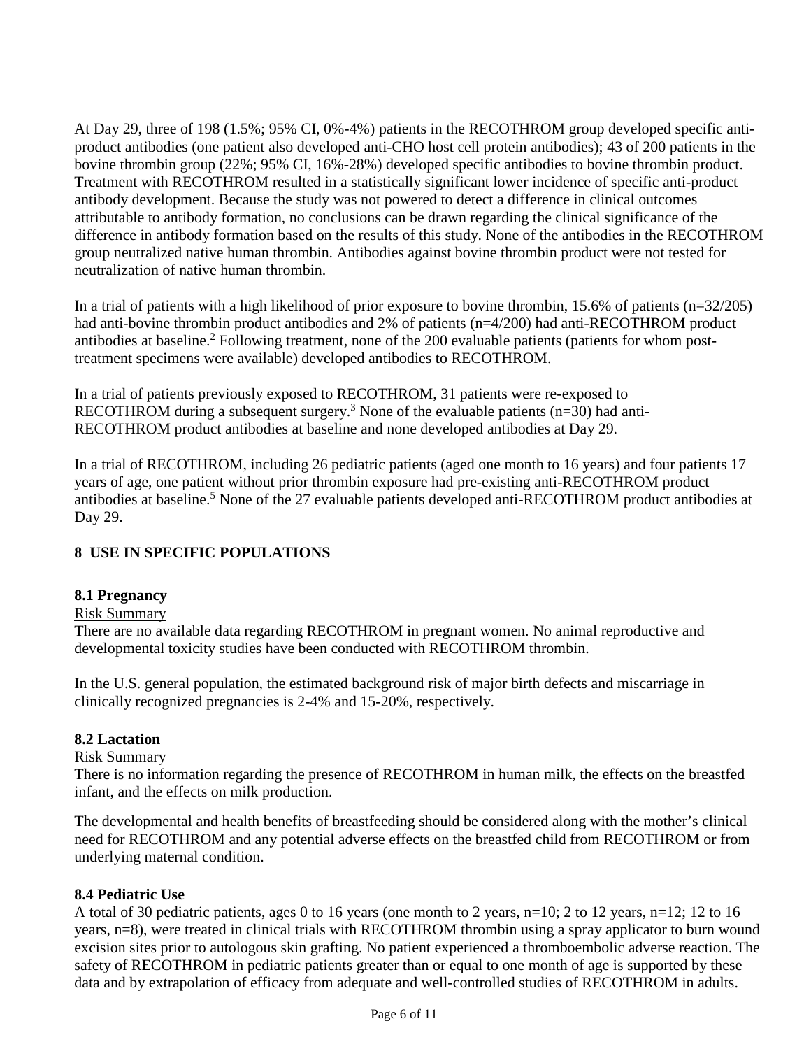At Day 29, three of 198 (1.5%; 95% CI, 0%-4%) patients in the RECOTHROM group developed specific anti-product antibodies (one patient also developed anti-CHO host cell protein antibodies); 43 of 200 patients in the bovine thrombin group (22%; 95% CI, 16%-28%) developed specific antibodies to bovine thrombin product. Treatment with RECOTHROM resulted in a statistically significant lower incidence of specific anti-product antibody development. Because the study was not powered to detect a difference in clinical outcomes attributable to antibody formation, no conclusions can be drawn regarding the clinical significance of the difference in antibody formation based on the results of this study. None of the antibodies in the RECOTHROM group neutralized native human thrombin. Antibodies against bovine thrombin product were not tested for neutralization of native human thrombin.

In a trial of patients with a high likelihood of prior exposure to bovine thrombin, 15.6% of patients (n=32/205) had anti-bovine thrombin product antibodies and 2% of patients (n=4/200) had anti-RECOTHROM product antibodies at baseline.[2] Following treatment, none of the 200 evaluable patients (patients for whom post-treatment specimens were available) developed antibodies to RECOTHROM.

In a trial of patients previously exposed to RECOTHROM, 31 patients were re-exposed to RECOTHROM during a subsequent surgery.[3] None of the evaluable patients (n=30) had anti-RECOTHROM product antibodies at baseline and none developed antibodies at Day 29.

In a trial of RECOTHROM, including 26 pediatric patients (aged one month to 16 years) and four patients 17 years of age, one patient without prior thrombin exposure had pre-existing anti-RECOTHROM product antibodies at baseline.[5] None of the 27 evaluable patients developed anti-RECOTHROM product antibodies at Day 29.

## 8 USE IN SPECIFIC POPULATIONS

### 8.1 Pregnancy

Risk Summary

There are no available data regarding RECOTHROM in pregnant women. No animal reproductive and developmental toxicity studies have been conducted with RECOTHROM thrombin.

In the U.S. general population, the estimated background risk of major birth defects and miscarriage in clinically recognized pregnancies is 2-4% and 15-20%, respectively.

### 8.2 Lactation

Risk Summary

There is no information regarding the presence of RECOTHROM in human milk, the effects on the breastfed infant, and the effects on milk production.

The developmental and health benefits of breastfeeding should be considered along with the mother's clinical need for RECOTHROM and any potential adverse effects on the breastfed child from RECOTHROM or from underlying maternal condition.

### 8.4 Pediatric Use

A total of 30 pediatric patients, ages 0 to 16 years (one month to 2 years, n=10; 2 to 12 years, n=12; 12 to 16 years, n=8), were treated in clinical trials with RECOTHROM thrombin using a spray applicator to burn wound excision sites prior to autologous skin grafting. No patient experienced a thromboembolic adverse reaction. The safety of RECOTHROM in pediatric patients greater than or equal to one month of age is supported by these data and by extrapolation of efficacy from adequate and well-controlled studies of RECOTHROM in adults.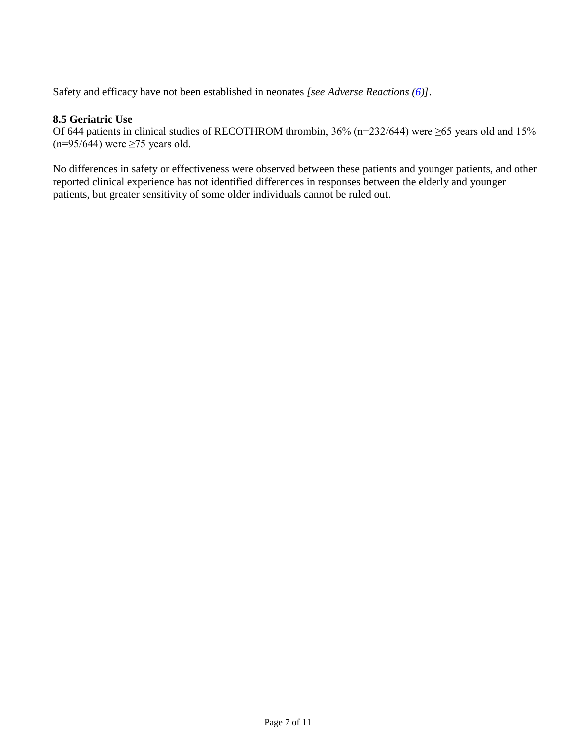Safety and efficacy have not been established in neonates *[see Adverse Reactions (6)]*.

### 8.5 Geriatric Use

Of 644 patients in clinical studies of RECOTHROM thrombin, 36% (n=232/644) were ≥65 years old and 15% (n=95/644) were ≥75 years old.

No differences in safety or effectiveness were observed between these patients and younger patients, and other reported clinical experience has not identified differences in responses between the elderly and younger patients, but greater sensitivity of some older individuals cannot be ruled out.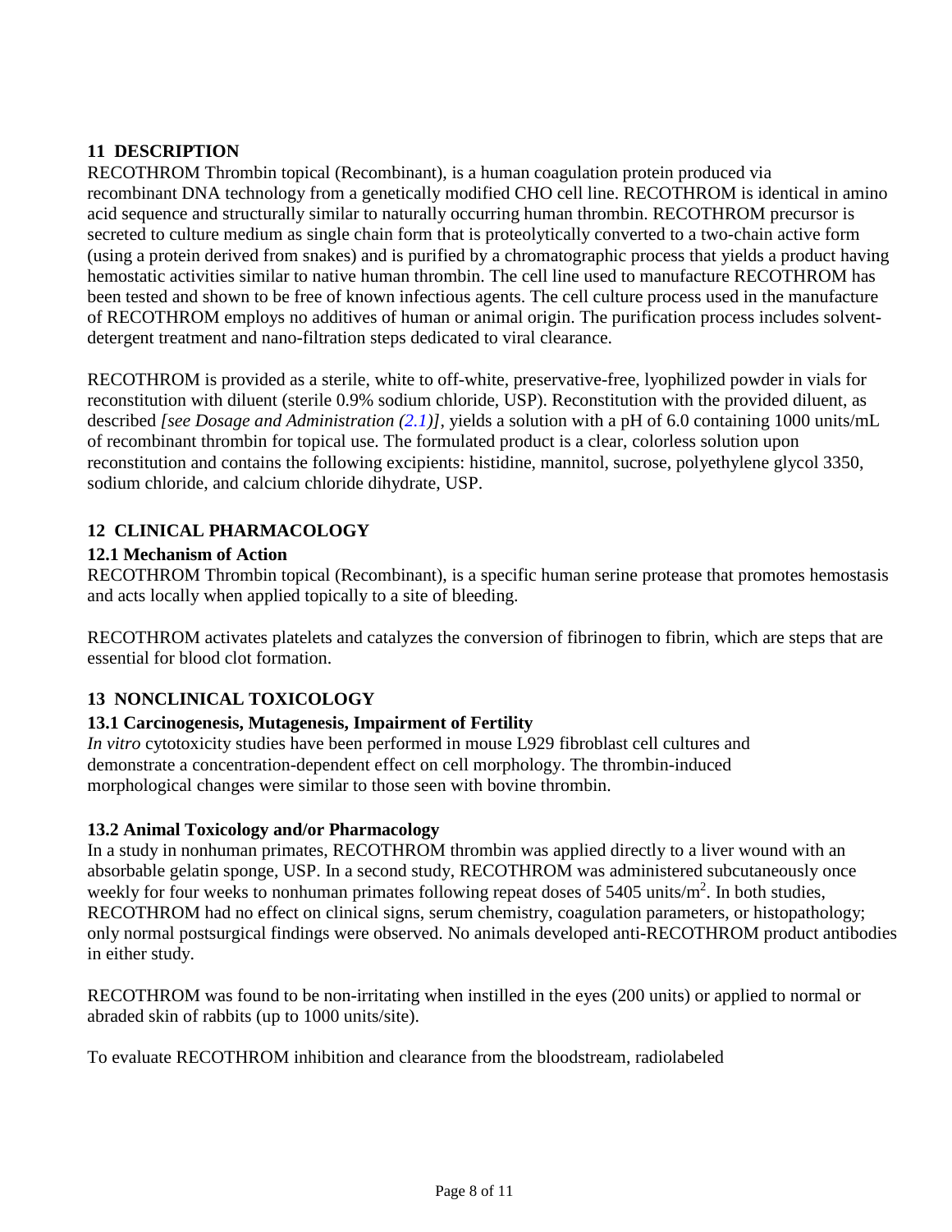## 11 DESCRIPTION

RECOTHROM Thrombin topical (Recombinant), is a human coagulation protein produced via recombinant DNA technology from a genetically modified CHO cell line. RECOTHROM is identical in amino acid sequence and structurally similar to naturally occurring human thrombin. RECOTHROM precursor is secreted to culture medium as single chain form that is proteolytically converted to a two-chain active form (using a protein derived from snakes) and is purified by a chromatographic process that yields a product having hemostatic activities similar to native human thrombin. The cell line used to manufacture RECOTHROM has been tested and shown to be free of known infectious agents. The cell culture process used in the manufacture of RECOTHROM employs no additives of human or animal origin. The purification process includes solvent-detergent treatment and nano-filtration steps dedicated to viral clearance.

RECOTHROM is provided as a sterile, white to off-white, preservative-free, lyophilized powder in vials for reconstitution with diluent (sterile 0.9% sodium chloride, USP). Reconstitution with the provided diluent, as described *[see Dosage and Administration (2.1)]*, yields a solution with a pH of 6.0 containing 1000 units/mL of recombinant thrombin for topical use. The formulated product is a clear, colorless solution upon reconstitution and contains the following excipients: histidine, mannitol, sucrose, polyethylene glycol 3350, sodium chloride, and calcium chloride dihydrate, USP.

## 12 CLINICAL PHARMACOLOGY

### 12.1 Mechanism of Action

RECOTHROM Thrombin topical (Recombinant), is a specific human serine protease that promotes hemostasis and acts locally when applied topically to a site of bleeding.

RECOTHROM activates platelets and catalyzes the conversion of fibrinogen to fibrin, which are steps that are essential for blood clot formation.

## 13 NONCLINICAL TOXICOLOGY

### 13.1 Carcinogenesis, Mutagenesis, Impairment of Fertility

*In vitro* cytotoxicity studies have been performed in mouse L929 fibroblast cell cultures and demonstrate a concentration-dependent effect on cell morphology. The thrombin-induced morphological changes were similar to those seen with bovine thrombin.

### 13.2 Animal Toxicology and/or Pharmacology

In a study in nonhuman primates, RECOTHROM thrombin was applied directly to a liver wound with an absorbable gelatin sponge, USP. In a second study, RECOTHROM was administered subcutaneously once weekly for four weeks to nonhuman primates following repeat doses of 5405 units/$m^2$. In both studies, RECOTHROM had no effect on clinical signs, serum chemistry, coagulation parameters, or histopathology; only normal postsurgical findings were observed. No animals developed anti-RECOTHROM product antibodies in either study.

RECOTHROM was found to be non-irritating when instilled in the eyes (200 units) or applied to normal or abraded skin of rabbits (up to 1000 units/site).

To evaluate RECOTHROM inhibition and clearance from the bloodstream, radiolabeled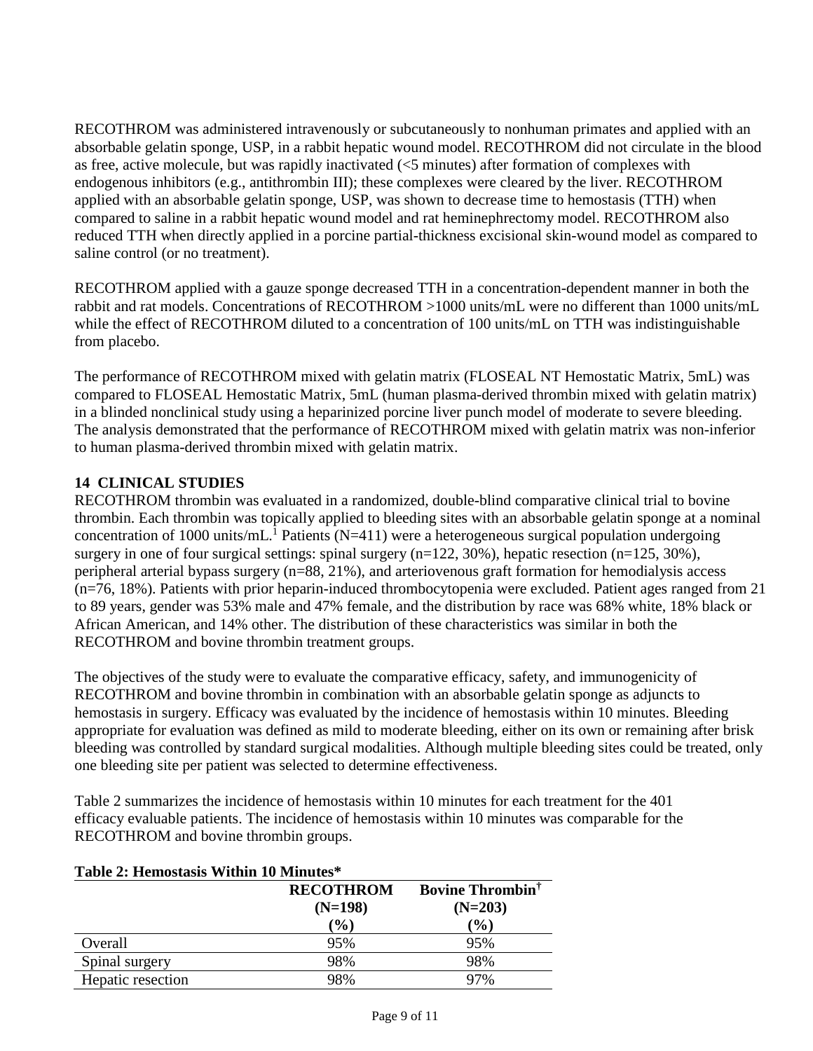RECOTHROM was administered intravenously or subcutaneously to nonhuman primates and applied with an absorbable gelatin sponge, USP, in a rabbit hepatic wound model. RECOTHROM did not circulate in the blood as free, active molecule, but was rapidly inactivated (<5 minutes) after formation of complexes with endogenous inhibitors (e.g., antithrombin III); these complexes were cleared by the liver. RECOTHROM applied with an absorbable gelatin sponge, USP, was shown to decrease time to hemostasis (TTH) when compared to saline in a rabbit hepatic wound model and rat heminephrectomy model. RECOTHROM also reduced TTH when directly applied in a porcine partial-thickness excisional skin-wound model as compared to saline control (or no treatment).

RECOTHROM applied with a gauze sponge decreased TTH in a concentration-dependent manner in both the rabbit and rat models. Concentrations of RECOTHROM >1000 units/mL were no different than 1000 units/mL while the effect of RECOTHROM diluted to a concentration of 100 units/mL on TTH was indistinguishable from placebo.

The performance of RECOTHROM mixed with gelatin matrix (FLOSEAL NT Hemostatic Matrix, 5mL) was compared to FLOSEAL Hemostatic Matrix, 5mL (human plasma-derived thrombin mixed with gelatin matrix) in a blinded nonclinical study using a heparinized porcine liver punch model of moderate to severe bleeding. The analysis demonstrated that the performance of RECOTHROM mixed with gelatin matrix was non-inferior to human plasma-derived thrombin mixed with gelatin matrix.

## 14 CLINICAL STUDIES

RECOTHROM thrombin was evaluated in a randomized, double-blind comparative clinical trial to bovine thrombin. Each thrombin was topically applied to bleeding sites with an absorbable gelatin sponge at a nominal concentration of 1000 units/mL.[1] Patients (N=411) were a heterogeneous surgical population undergoing surgery in one of four surgical settings: spinal surgery (n=122, 30%), hepatic resection (n=125, 30%), peripheral arterial bypass surgery (n=88, 21%), and arteriovenous graft formation for hemodialysis access (n=76, 18%). Patients with prior heparin-induced thrombocytopenia were excluded. Patient ages ranged from 21 to 89 years, gender was 53% male and 47% female, and the distribution by race was 68% white, 18% black or African American, and 14% other. The distribution of these characteristics was similar in both the RECOTHROM and bovine thrombin treatment groups.

The objectives of the study were to evaluate the comparative efficacy, safety, and immunogenicity of RECOTHROM and bovine thrombin in combination with an absorbable gelatin sponge as adjuncts to hemostasis in surgery. Efficacy was evaluated by the incidence of hemostasis within 10 minutes. Bleeding appropriate for evaluation was defined as mild to moderate bleeding, either on its own or remaining after brisk bleeding was controlled by standard surgical modalities. Although multiple bleeding sites could be treated, only one bleeding site per patient was selected to determine effectiveness.

Table 2 summarizes the incidence of hemostasis within 10 minutes for each treatment for the 401 efficacy evaluable patients. The incidence of hemostasis within 10 minutes was comparable for the RECOTHROM and bovine thrombin groups.

**Table 2: Hemostasis Within 10 Minutes***

| | RECOTHROM (N=198) (%) | Bovine Thrombin† (N=203) (%) |
|---|---|---|
| Overall | 95% | 95% |
| Spinal surgery | 98% | 98% |
| Hepatic resection | 98% | 97% |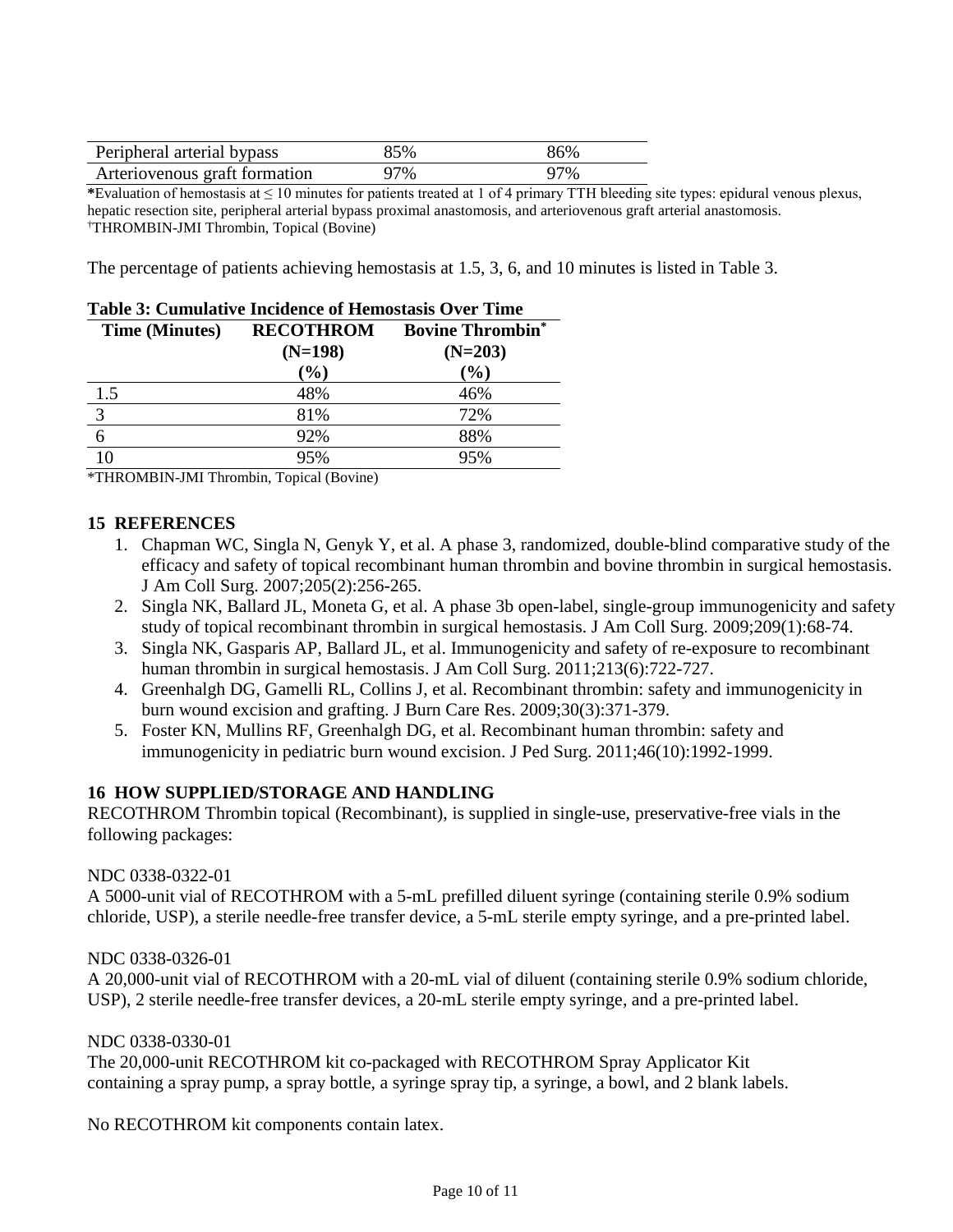| Peripheral arterial bypass | 85% | 86% |
|---|---|---|
| Arteriovenous graft formation | 97% | 97% |

*Evaluation of hemostasis at ≤ 10 minutes for patients treated at 1 of 4 primary TTH bleeding site types: epidural venous plexus, hepatic resection site, peripheral arterial bypass proximal anastomosis, and arteriovenous graft arterial anastomosis.
†THROMBIN-JMI Thrombin, Topical (Bovine)

The percentage of patients achieving hemostasis at 1.5, 3, 6, and 10 minutes is listed in Table 3.

**Table 3: Cumulative Incidence of Hemostasis Over Time**

| Time (Minutes) | RECOTHROM (N=198) (%) | Bovine Thrombin* (N=203) (%) |
|---|---|---|
| 1.5 | 48% | 46% |
| 3 | 81% | 72% |
| 6 | 92% | 88% |
| 10 | 95% | 95% |

*THROMBIN-JMI Thrombin, Topical (Bovine)

## 15 REFERENCES

1. Chapman WC, Singla N, Genyk Y, et al. A phase 3, randomized, double-blind comparative study of the efficacy and safety of topical recombinant human thrombin and bovine thrombin in surgical hemostasis. J Am Coll Surg. 2007;205(2):256-265.
2. Singla NK, Ballard JL, Moneta G, et al. A phase 3b open-label, single-group immunogenicity and safety study of topical recombinant thrombin in surgical hemostasis. J Am Coll Surg. 2009;209(1):68-74.
3. Singla NK, Gasparis AP, Ballard JL, et al. Immunogenicity and safety of re-exposure to recombinant human thrombin in surgical hemostasis. J Am Coll Surg. 2011;213(6):722-727.
4. Greenhalgh DG, Gamelli RL, Collins J, et al. Recombinant thrombin: safety and immunogenicity in burn wound excision and grafting. J Burn Care Res. 2009;30(3):371-379.
5. Foster KN, Mullins RF, Greenhalgh DG, et al. Recombinant human thrombin: safety and immunogenicity in pediatric burn wound excision. J Ped Surg. 2011;46(10):1992-1999.

## 16 HOW SUPPLIED/STORAGE AND HANDLING

RECOTHROM Thrombin topical (Recombinant), is supplied in single-use, preservative-free vials in the following packages:

NDC 0338-0322-01
A 5000-unit vial of RECOTHROM with a 5-mL prefilled diluent syringe (containing sterile 0.9% sodium chloride, USP), a sterile needle-free transfer device, a 5-mL sterile empty syringe, and a pre-printed label.

NDC 0338-0326-01
A 20,000-unit vial of RECOTHROM with a 20-mL vial of diluent (containing sterile 0.9% sodium chloride, USP), 2 sterile needle-free transfer devices, a 20-mL sterile empty syringe, and a pre-printed label.

NDC 0338-0330-01
The 20,000-unit RECOTHROM kit co-packaged with RECOTHROM Spray Applicator Kit containing a spray pump, a spray bottle, a syringe spray tip, a syringe, a bowl, and 2 blank labels.

No RECOTHROM kit components contain latex.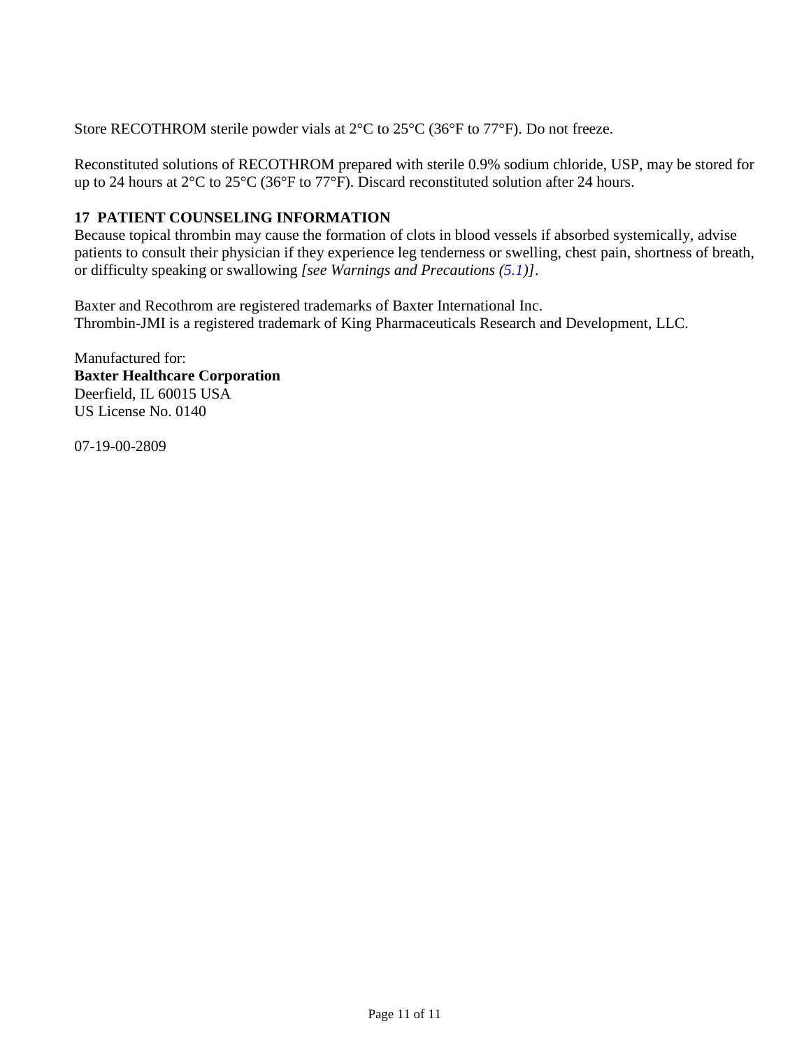Store RECOTHROM sterile powder vials at 2°C to 25°C (36°F to 77°F). Do not freeze.

Reconstituted solutions of RECOTHROM prepared with sterile 0.9% sodium chloride, USP, may be stored for up to 24 hours at 2°C to 25°C (36°F to 77°F). Discard reconstituted solution after 24 hours.

## 17 PATIENT COUNSELING INFORMATION

Because topical thrombin may cause the formation of clots in blood vessels if absorbed systemically, advise patients to consult their physician if they experience leg tenderness or swelling, chest pain, shortness of breath, or difficulty speaking or swallowing *[see Warnings and Precautions (5.1)]*.

Baxter and Recothrom are registered trademarks of Baxter International Inc.
Thrombin-JMI is a registered trademark of King Pharmaceuticals Research and Development, LLC.

Manufactured for:
**Baxter Healthcare Corporation**
Deerfield, IL 60015 USA
US License No. 0140

07-19-00-2809